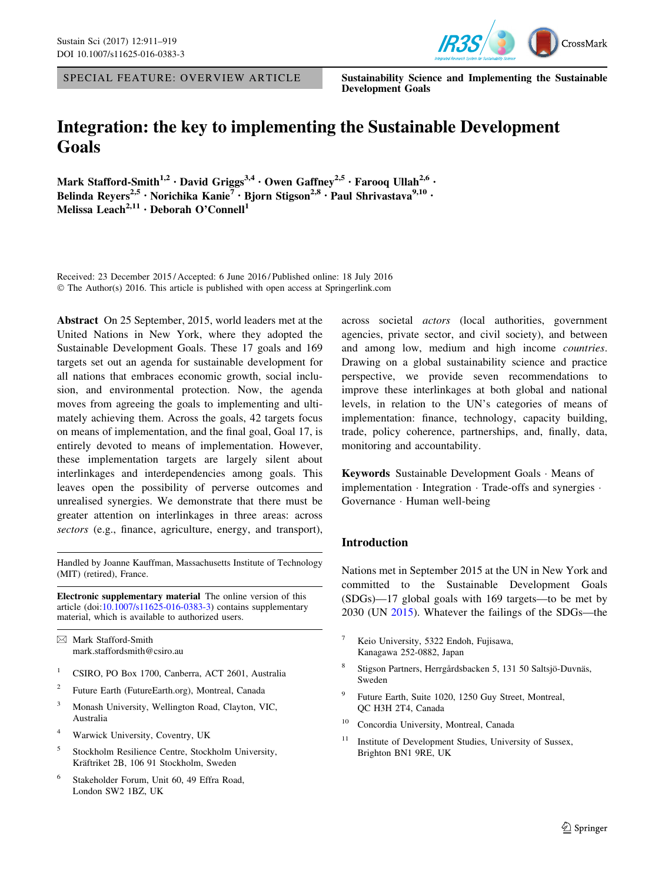SPECIAL FEATURE: OVERVIEW ARTICLE

**Sustainability Science and Implementing the Sustainable Development Goals**

# Integration: the key to implementing the Sustainable Development Goals

**Mark Stafford-Smith**[1,2] · **David Griggs**[3,4] · **Owen Gaffney**[2,5] · **Farooq Ullah**[2,6] · **Belinda Reyers**[2,5] · **Norichika Kanie**[7] · **Bjorn Stigson**[2,8] · **Paul Shrivastava**[9,10] · **Melissa Leach**[2,11] · **Deborah O'Connell**[1]

Received: 23 December 2015 / Accepted: 6 June 2016 / Published online: 18 July 2016
© The Author(s) 2016. This article is published with open access at Springerlink.com

**Abstract** On 25 September, 2015, world leaders met at the United Nations in New York, where they adopted the Sustainable Development Goals. These 17 goals and 169 targets set out an agenda for sustainable development for all nations that embraces economic growth, social inclusion, and environmental protection. Now, the agenda moves from agreeing the goals to implementing and ultimately achieving them. Across the goals, 42 targets focus on means of implementation, and the final goal, Goal 17, is entirely devoted to means of implementation. However, these implementation targets are largely silent about interlinkages and interdependencies among goals. This leaves open the possibility of perverse outcomes and unrealised synergies. We demonstrate that there must be greater attention on interlinkages in three areas: across *sectors* (e.g., finance, agriculture, energy, and transport), across societal *actors* (local authorities, government agencies, private sector, and civil society), and between and among low, medium and high income *countries*. Drawing on a global sustainability science and practice perspective, we provide seven recommendations to improve these interlinkages at both global and national levels, in relation to the UN's categories of means of implementation: finance, technology, capacity building, trade, policy coherence, partnerships, and, finally, data, monitoring and accountability.

**Keywords** Sustainable Development Goals · Means of implementation · Integration · Trade-offs and synergies · Governance · Human well-being

Handled by Joanne Kauffman, Massachusetts Institute of Technology (MIT) (retired), France.

**Electronic supplementary material** The online version of this article (doi:10.1007/s11625-016-0383-3) contains supplementary material, which is available to authorized users.

✉ Mark Stafford-Smith
mark.staffordsmith@csiro.au

1. CSIRO, PO Box 1700, Canberra, ACT 2601, Australia
2. Future Earth (FutureEarth.org), Montreal, Canada
3. Monash University, Wellington Road, Clayton, VIC, Australia
4. Warwick University, Coventry, UK
5. Stockholm Resilience Centre, Stockholm University, Kräftriket 2B, 106 91 Stockholm, Sweden
6. Stakeholder Forum, Unit 60, 49 Effra Road, London SW2 1BZ, UK
7. Keio University, 5322 Endoh, Fujisawa, Kanagawa 252-0882, Japan
8. Stigson Partners, Herrgårdsbacken 5, 131 50 Saltsjö-Duvnäs, Sweden
9. Future Earth, Suite 1020, 1250 Guy Street, Montreal, QC H3H 2T4, Canada
10. Concordia University, Montreal, Canada
11. Institute of Development Studies, University of Sussex, Brighton BN1 9RE, UK

## Introduction

Nations met in September 2015 at the UN in New York and committed to the Sustainable Development Goals (SDGs)—17 global goals with 169 targets—to be met by 2030 (UN 2015). Whatever the failings of the SDGs—the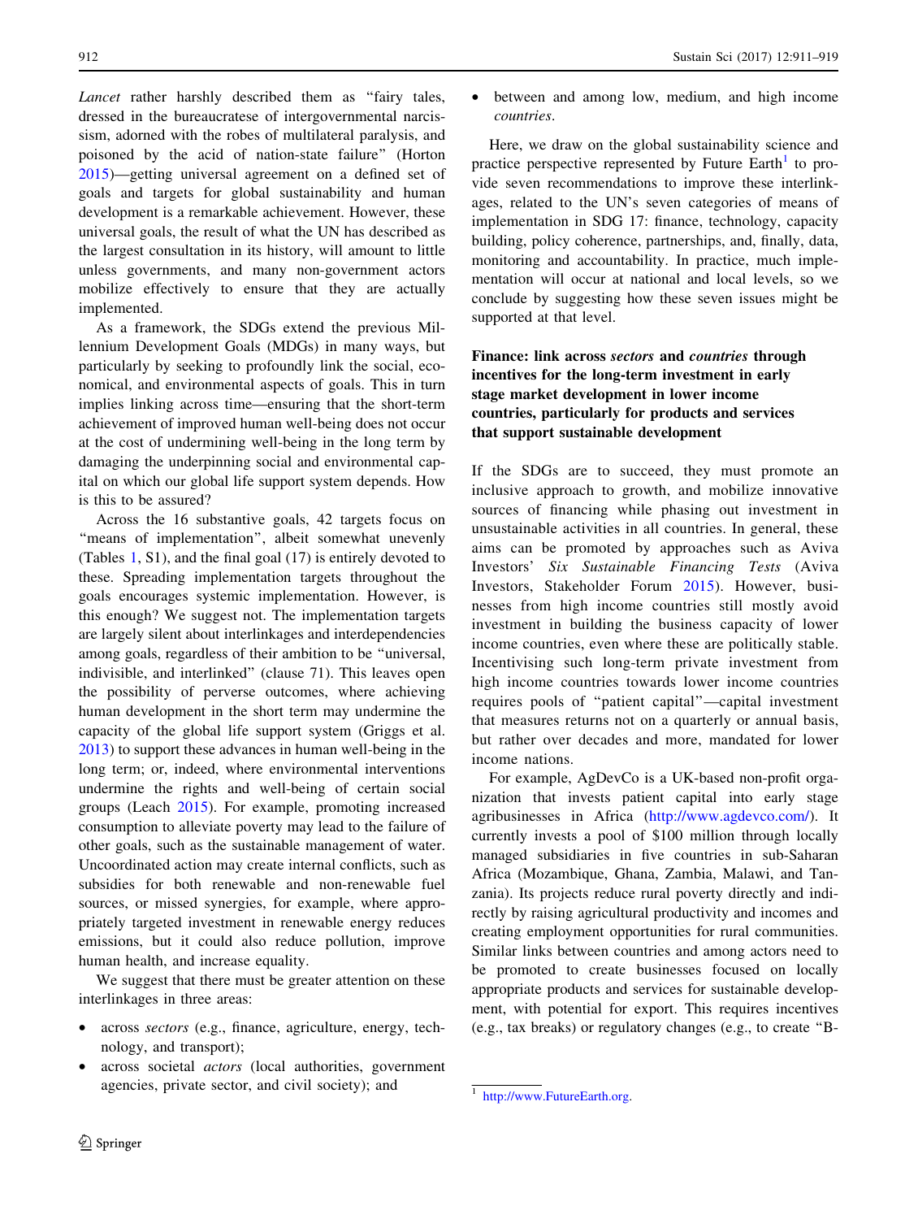*Lancet* rather harshly described them as "fairy tales, dressed in the bureaucratese of intergovernmental narcissism, adorned with the robes of multilateral paralysis, and poisoned by the acid of nation-state failure" (Horton 2015)—getting universal agreement on a defined set of goals and targets for global sustainability and human development is a remarkable achievement. However, these universal goals, the result of what the UN has described as the largest consultation in its history, will amount to little unless governments, and many non-government actors mobilize effectively to ensure that they are actually implemented.

As a framework, the SDGs extend the previous Millennium Development Goals (MDGs) in many ways, but particularly by seeking to profoundly link the social, economical, and environmental aspects of goals. This in turn implies linking across time—ensuring that the short-term achievement of improved human well-being does not occur at the cost of undermining well-being in the long term by damaging the underpinning social and environmental capital on which our global life support system depends. How is this to be assured?

Across the 16 substantive goals, 42 targets focus on "means of implementation", albeit somewhat unevenly (Tables 1, S1), and the final goal (17) is entirely devoted to these. Spreading implementation targets throughout the goals encourages systemic implementation. However, is this enough? We suggest not. The implementation targets are largely silent about interlinkages and interdependencies among goals, regardless of their ambition to be "universal, indivisible, and interlinked" (clause 71). This leaves open the possibility of perverse outcomes, where achieving human development in the short term may undermine the capacity of the global life support system (Griggs et al. 2013) to support these advances in human well-being in the long term; or, indeed, where environmental interventions undermine the rights and well-being of certain social groups (Leach 2015). For example, promoting increased consumption to alleviate poverty may lead to the failure of other goals, such as the sustainable management of water. Uncoordinated action may create internal conflicts, such as subsidies for both renewable and non-renewable fuel sources, or missed synergies, for example, where appropriately targeted investment in renewable energy reduces emissions, but it could also reduce pollution, improve human health, and increase equality.

We suggest that there must be greater attention on these interlinkages in three areas:

- across *sectors* (e.g., finance, agriculture, energy, technology, and transport);
- across societal *actors* (local authorities, government agencies, private sector, and civil society); and
- between and among low, medium, and high income *countries*.

Here, we draw on the global sustainability science and practice perspective represented by Future Earth[1] to provide seven recommendations to improve these interlinkages, related to the UN's seven categories of means of implementation in SDG 17: finance, technology, capacity building, policy coherence, partnerships, and, finally, data, monitoring and accountability. In practice, much implementation will occur at national and local levels, so we conclude by suggesting how these seven issues might be supported at that level.

## Finance: link across *sectors* and *countries* through incentives for the long-term investment in early stage market development in lower income countries, particularly for products and services that support sustainable development

If the SDGs are to succeed, they must promote an inclusive approach to growth, and mobilize innovative sources of financing while phasing out investment in unsustainable activities in all countries. In general, these aims can be promoted by approaches such as Aviva Investors' *Six Sustainable Financing Tests* (Aviva Investors, Stakeholder Forum 2015). However, businesses from high income countries still mostly avoid investment in building the business capacity of lower income countries, even where these are politically stable. Incentivising such long-term private investment from high income countries towards lower income countries requires pools of "patient capital"—capital investment that measures returns not on a quarterly or annual basis, but rather over decades and more, mandated for lower income nations.

For example, AgDevCo is a UK-based non-profit organization that invests patient capital into early stage agribusinesses in Africa (http://www.agdevco.com/). It currently invests a pool of $100 million through locally managed subsidiaries in five countries in sub-Saharan Africa (Mozambique, Ghana, Zambia, Malawi, and Tanzania). Its projects reduce rural poverty directly and indirectly by raising agricultural productivity and incomes and creating employment opportunities for rural communities. Similar links between countries and among actors need to be promoted to create businesses focused on locally appropriate products and services for sustainable development, with potential for export. This requires incentives (e.g., tax breaks) or regulatory changes (e.g., to create "B-

[1] http://www.FutureEarth.org.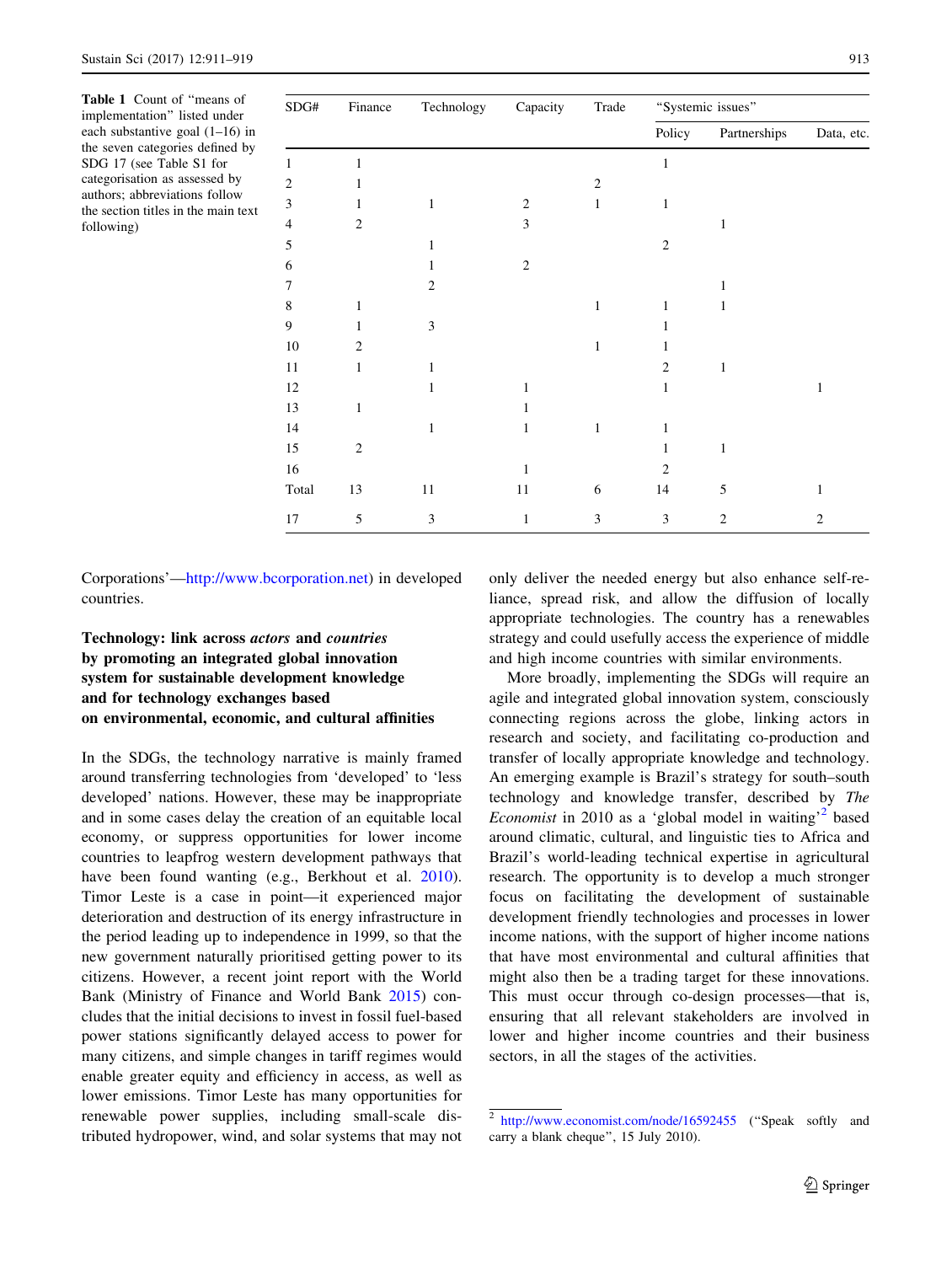Table 1 Count of "means of implementation" listed under each substantive goal (1–16) in the seven categories defined by SDG 17 (see Table S1 for categorisation as assessed by authors; abbreviations follow the section titles in the main text following)

| SDG# | Finance | Technology | Capacity | Trade | "Systemic issues" | | |
|---|---|---|---|---|---|---|---|
| | | | | | Policy | Partnerships | Data, etc. |
| 1 | 1 | | | | 1 | | |
| 2 | 1 | | | 2 | | | |
| 3 | 1 | 1 | 2 | 1 | 1 | | |
| 4 | 2 | | 3 | | | 1 | |
| 5 | | 1 | | | 2 | | |
| 6 | | 1 | 2 | | | | |
| 7 | | 2 | | | | 1 | |
| 8 | 1 | | | 1 | 1 | 1 | |
| 9 | 1 | 3 | | | 1 | | |
| 10 | 2 | | | 1 | 1 | | |
| 11 | 1 | 1 | | | 2 | 1 | |
| 12 | | 1 | 1 | | 1 | | 1 |
| 13 | 1 | | 1 | | | | |
| 14 | | 1 | 1 | 1 | 1 | | |
| 15 | 2 | | | | 1 | 1 | |
| 16 | | | 1 | | 2 | | |
| Total | 13 | 11 | 11 | 6 | 14 | 5 | 1 |
| 17 | 5 | 3 | 1 | 3 | 3 | 2 | 2 |

Corporations'—http://www.bcorporation.net) in developed countries.

## Technology: link across *actors* and *countries* by promoting an integrated global innovation system for sustainable development knowledge and for technology exchanges based on environmental, economic, and cultural affinities

In the SDGs, the technology narrative is mainly framed around transferring technologies from 'developed' to 'less developed' nations. However, these may be inappropriate and in some cases delay the creation of an equitable local economy, or suppress opportunities for lower income countries to leapfrog western development pathways that have been found wanting (e.g., Berkhout et al. 2010). Timor Leste is a case in point—it experienced major deterioration and destruction of its energy infrastructure in the period leading up to independence in 1999, so that the new government naturally prioritised getting power to its citizens. However, a recent joint report with the World Bank (Ministry of Finance and World Bank 2015) concludes that the initial decisions to invest in fossil fuel-based power stations significantly delayed access to power for many citizens, and simple changes in tariff regimes would enable greater equity and efficiency in access, as well as lower emissions. Timor Leste has many opportunities for renewable power supplies, including small-scale distributed hydropower, wind, and solar systems that may not only deliver the needed energy but also enhance self-reliance, spread risk, and allow the diffusion of locally appropriate technologies. The country has a renewables strategy and could usefully access the experience of middle and high income countries with similar environments.

More broadly, implementing the SDGs will require an agile and integrated global innovation system, consciously connecting regions across the globe, linking actors in research and society, and facilitating co-production and transfer of locally appropriate knowledge and technology. An emerging example is Brazil's strategy for south–south technology and knowledge transfer, described by *The Economist* in 2010 as a 'global model in waiting'[2] based around climatic, cultural, and linguistic ties to Africa and Brazil's world-leading technical expertise in agricultural research. The opportunity is to develop a much stronger focus on facilitating the development of sustainable development friendly technologies and processes in lower income nations, with the support of higher income nations that have most environmental and cultural affinities that might also then be a trading target for these innovations. This must occur through co-design processes—that is, ensuring that all relevant stakeholders are involved in lower and higher income countries and their business sectors, in all the stages of the activities.

[2] http://www.economist.com/node/16592455 ("Speak softly and carry a blank cheque", 15 July 2010).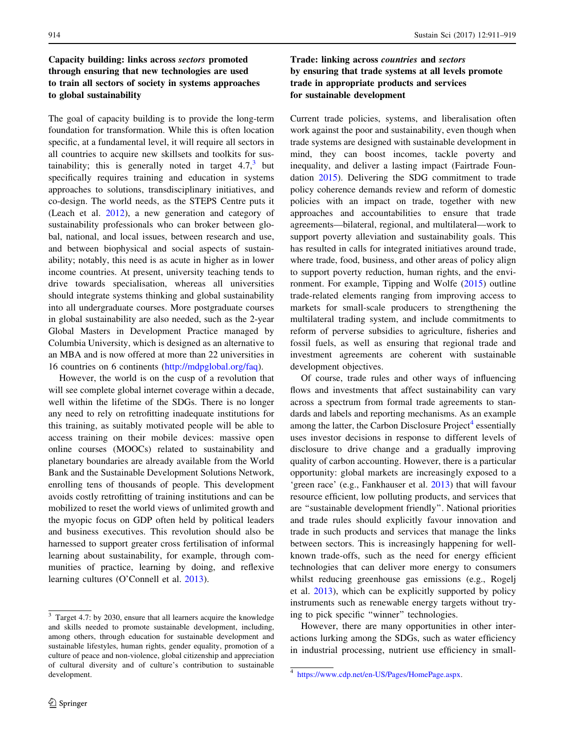## Capacity building: links across *sectors* promoted through ensuring that new technologies are used to train all sectors of society in systems approaches to global sustainability

The goal of capacity building is to provide the long-term foundation for transformation. While this is often location specific, at a fundamental level, it will require all sectors in all countries to acquire new skillsets and toolkits for sustainability; this is generally noted in target 4.7,[3] but specifically requires training and education in systems approaches to solutions, transdisciplinary initiatives, and co-design. The world needs, as the STEPS Centre puts it (Leach et al. 2012), a new generation and category of sustainability professionals who can broker between global, national, and local issues, between research and use, and between biophysical and social aspects of sustainability; notably, this need is as acute in higher as in lower income countries. At present, university teaching tends to drive towards specialisation, whereas all universities should integrate systems thinking and global sustainability into all undergraduate courses. More postgraduate courses in global sustainability are also needed, such as the 2-year Global Masters in Development Practice managed by Columbia University, which is designed as an alternative to an MBA and is now offered at more than 22 universities in 16 countries on 6 continents (http://mdpglobal.org/faq).

However, the world is on the cusp of a revolution that will see complete global internet coverage within a decade, well within the lifetime of the SDGs. There is no longer any need to rely on retrofitting inadequate institutions for this training, as suitably motivated people will be able to access training on their mobile devices: massive open online courses (MOOCs) related to sustainability and planetary boundaries are already available from the World Bank and the Sustainable Development Solutions Network, enrolling tens of thousands of people. This development avoids costly retrofitting of training institutions and can be mobilized to reset the world views of unlimited growth and the myopic focus on GDP often held by political leaders and business executives. This revolution should also be harnessed to support greater cross fertilisation of informal learning about sustainability, for example, through communities of practice, learning by doing, and reflexive learning cultures (O'Connell et al. 2013).

[3] Target 4.7: by 2030, ensure that all learners acquire the knowledge and skills needed to promote sustainable development, including, among others, through education for sustainable development and sustainable lifestyles, human rights, gender equality, promotion of a culture of peace and non-violence, global citizenship and appreciation of cultural diversity and of culture's contribution to sustainable development.

## Trade: linking across *countries* and *sectors* by ensuring that trade systems at all levels promote trade in appropriate products and services for sustainable development

Current trade policies, systems, and liberalisation often work against the poor and sustainability, even though when trade systems are designed with sustainable development in mind, they can boost incomes, tackle poverty and inequality, and deliver a lasting impact (Fairtrade Foundation 2015). Delivering the SDG commitment to trade policy coherence demands review and reform of domestic policies with an impact on trade, together with new approaches and accountabilities to ensure that trade agreements—bilateral, regional, and multilateral—work to support poverty alleviation and sustainability goals. This has resulted in calls for integrated initiatives around trade, where trade, food, business, and other areas of policy align to support poverty reduction, human rights, and the environment. For example, Tipping and Wolfe (2015) outline trade-related elements ranging from improving access to markets for small-scale producers to strengthening the multilateral trading system, and include commitments to reform of perverse subsidies to agriculture, fisheries and fossil fuels, as well as ensuring that regional trade and investment agreements are coherent with sustainable development objectives.

Of course, trade rules and other ways of influencing flows and investments that affect sustainability can vary across a spectrum from formal trade agreements to standards and labels and reporting mechanisms. As an example among the latter, the Carbon Disclosure Project[4] essentially uses investor decisions in response to different levels of disclosure to drive change and a gradually improving quality of carbon accounting. However, there is a particular opportunity: global markets are increasingly exposed to a 'green race' (e.g., Fankhauser et al. 2013) that will favour resource efficient, low polluting products, and services that are "sustainable development friendly". National priorities and trade rules should explicitly favour innovation and trade in such products and services that manage the links between sectors. This is increasingly happening for well-known trade-offs, such as the need for energy efficient technologies that can deliver more energy to consumers whilst reducing greenhouse gas emissions (e.g., Rogelj et al. 2013), which can be explicitly supported by policy instruments such as renewable energy targets without trying to pick specific "winner" technologies.

However, there are many opportunities in other interactions lurking among the SDGs, such as water efficiency in industrial processing, nutrient use efficiency in small-

[4] https://www.cdp.net/en-US/Pages/HomePage.aspx.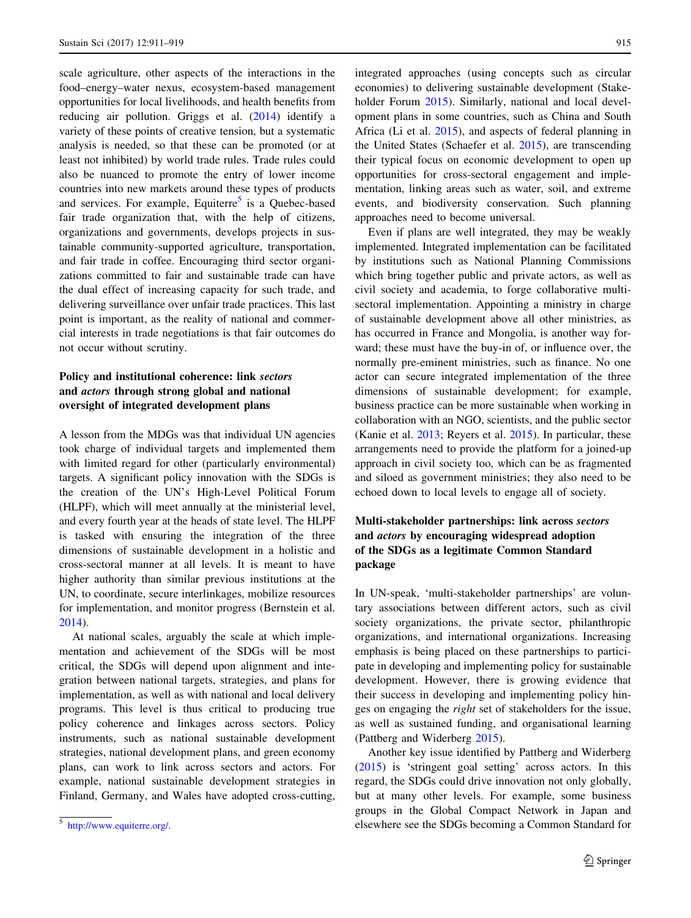scale agriculture, other aspects of the interactions in the food–energy–water nexus, ecosystem-based management opportunities for local livelihoods, and health benefits from reducing air pollution. Griggs et al. (2014) identify a variety of these points of creative tension, but a systematic analysis is needed, so that these can be promoted (or at least not inhibited) by world trade rules. Trade rules could also be nuanced to promote the entry of lower income countries into new markets around these types of products and services. For example, Equiterre[5] is a Quebec-based fair trade organization that, with the help of citizens, organizations and governments, develops projects in sustainable community-supported agriculture, transportation, and fair trade in coffee. Encouraging third sector organizations committed to fair and sustainable trade can have the dual effect of increasing capacity for such trade, and delivering surveillance over unfair trade practices. This last point is important, as the reality of national and commercial interests in trade negotiations is that fair outcomes do not occur without scrutiny.

### Policy and institutional coherence: link *sectors* and *actors* through strong global and national oversight of integrated development plans

A lesson from the MDGs was that individual UN agencies took charge of individual targets and implemented them with limited regard for other (particularly environmental) targets. A significant policy innovation with the SDGs is the creation of the UN's High-Level Political Forum (HLPF), which will meet annually at the ministerial level, and every fourth year at the heads of state level. The HLPF is tasked with ensuring the integration of the three dimensions of sustainable development in a holistic and cross-sectoral manner at all levels. It is meant to have higher authority than similar previous institutions at the UN, to coordinate, secure interlinkages, mobilize resources for implementation, and monitor progress (Bernstein et al. 2014).

At national scales, arguably the scale at which implementation and achievement of the SDGs will be most critical, the SDGs will depend upon alignment and integration between national targets, strategies, and plans for implementation, as well as with national and local delivery programs. This level is thus critical to producing true policy coherence and linkages across sectors. Policy instruments, such as national sustainable development strategies, national development plans, and green economy plans, can work to link across sectors and actors. For example, national sustainable development strategies in Finland, Germany, and Wales have adopted cross-cutting, integrated approaches (using concepts such as circular economies) to delivering sustainable development (Stakeholder Forum 2015). Similarly, national and local development plans in some countries, such as China and South Africa (Li et al. 2015), and aspects of federal planning in the United States (Schaefer et al. 2015), are transcending their typical focus on economic development to open up opportunities for cross-sectoral engagement and implementation, linking areas such as water, soil, and extreme events, and biodiversity conservation. Such planning approaches need to become universal.

Even if plans are well integrated, they may be weakly implemented. Integrated implementation can be facilitated by institutions such as National Planning Commissions which bring together public and private actors, as well as civil society and academia, to forge collaborative multi-sectoral implementation. Appointing a ministry in charge of sustainable development above all other ministries, as has occurred in France and Mongolia, is another way forward; these must have the buy-in of, or influence over, the normally pre-eminent ministries, such as finance. No one actor can secure integrated implementation of the three dimensions of sustainable development; for example, business practice can be more sustainable when working in collaboration with an NGO, scientists, and the public sector (Kanie et al. 2013; Reyers et al. 2015). In particular, these arrangements need to provide the platform for a joined-up approach in civil society too, which can be as fragmented and siloed as government ministries; they also need to be echoed down to local levels to engage all of society.

### Multi-stakeholder partnerships: link across *sectors* and *actors* by encouraging widespread adoption of the SDGs as a legitimate Common Standard package

In UN-speak, 'multi-stakeholder partnerships' are voluntary associations between different actors, such as civil society organizations, the private sector, philanthropic organizations, and international organizations. Increasing emphasis is being placed on these partnerships to participate in developing and implementing policy for sustainable development. However, there is growing evidence that their success in developing and implementing policy hinges on engaging the *right* set of stakeholders for the issue, as well as sustained funding, and organisational learning (Pattberg and Widerberg 2015).

Another key issue identified by Pattberg and Widerberg (2015) is 'stringent goal setting' across actors. In this regard, the SDGs could drive innovation not only globally, but at many other levels. For example, some business groups in the Global Compact Network in Japan and elsewhere see the SDGs becoming a Common Standard for

[5] http://www.equiterre.org/.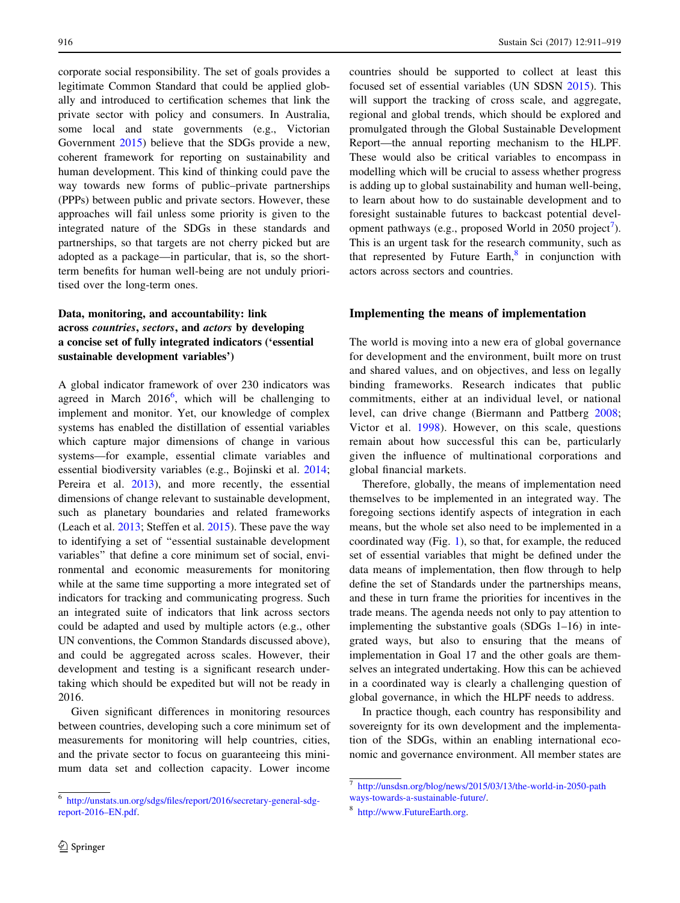corporate social responsibility. The set of goals provides a legitimate Common Standard that could be applied globally and introduced to certification schemes that link the private sector with policy and consumers. In Australia, some local and state governments (e.g., Victorian Government 2015) believe that the SDGs provide a new, coherent framework for reporting on sustainability and human development. This kind of thinking could pave the way towards new forms of public–private partnerships (PPPs) between public and private sectors. However, these approaches will fail unless some priority is given to the integrated nature of the SDGs in these standards and partnerships, so that targets are not cherry picked but are adopted as a package—in particular, that is, so the short-term benefits for human well-being are not unduly prioritised over the long-term ones.

### Data, monitoring, and accountability: link across *countries*, *sectors*, and *actors* by developing a concise set of fully integrated indicators ('essential sustainable development variables')

A global indicator framework of over 230 indicators was agreed in March 2016[6], which will be challenging to implement and monitor. Yet, our knowledge of complex systems has enabled the distillation of essential variables which capture major dimensions of change in various systems—for example, essential climate variables and essential biodiversity variables (e.g., Bojinski et al. 2014; Pereira et al. 2013), and more recently, the essential dimensions of change relevant to sustainable development, such as planetary boundaries and related frameworks (Leach et al. 2013; Steffen et al. 2015). These pave the way to identifying a set of "essential sustainable development variables" that define a core minimum set of social, environmental and economic measurements for monitoring while at the same time supporting a more integrated set of indicators for tracking and communicating progress. Such an integrated suite of indicators that link across sectors could be adapted and used by multiple actors (e.g., other UN conventions, the Common Standards discussed above), and could be aggregated across scales. However, their development and testing is a significant research undertaking which should be expedited but will not be ready in 2016.

Given significant differences in monitoring resources between countries, developing such a core minimum set of measurements for monitoring will help countries, cities, and the private sector to focus on guaranteeing this minimum data set and collection capacity. Lower income countries should be supported to collect at least this focused set of essential variables (UN SDSN 2015). This will support the tracking of cross scale, and aggregate, regional and global trends, which should be explored and promulgated through the Global Sustainable Development Report—the annual reporting mechanism to the HLPF. These would also be critical variables to encompass in modelling which will be crucial to assess whether progress is adding up to global sustainability and human well-being, to learn about how to do sustainable development and to foresight sustainable futures to backcast potential development pathways (e.g., proposed World in 2050 project[7]). This is an urgent task for the research community, such as that represented by Future Earth,[8] in conjunction with actors across sectors and countries.

## Implementing the means of implementation

The world is moving into a new era of global governance for development and the environment, built more on trust and shared values, and on objectives, and less on legally binding frameworks. Research indicates that public commitments, either at an individual level, or national level, can drive change (Biermann and Pattberg 2008; Victor et al. 1998). However, on this scale, questions remain about how successful this can be, particularly given the influence of multinational corporations and global financial markets.

Therefore, globally, the means of implementation need themselves to be implemented in an integrated way. The foregoing sections identify aspects of integration in each means, but the whole set also need to be implemented in a coordinated way (Fig. 1), so that, for example, the reduced set of essential variables that might be defined under the data means of implementation, then flow through to help define the set of Standards under the partnerships means, and these in turn frame the priorities for incentives in the trade means. The agenda needs not only to pay attention to implementing the substantive goals (SDGs 1–16) in integrated ways, but also to ensuring that the means of implementation in Goal 17 and the other goals are themselves an integrated undertaking. How this can be achieved in a coordinated way is clearly a challenging question of global governance, in which the HLPF needs to address.

In practice though, each country has responsibility and sovereignty for its own development and the implementation of the SDGs, within an enabling international economic and governance environment. All member states are

---

[6] http://unstats.un.org/sdgs/files/report/2016/secretary-general-sdg-report-2016–EN.pdf.

[7] http://unsdsn.org/blog/news/2015/03/13/the-world-in-2050-pathways-towards-a-sustainable-future/.

[8] http://www.FutureEarth.org.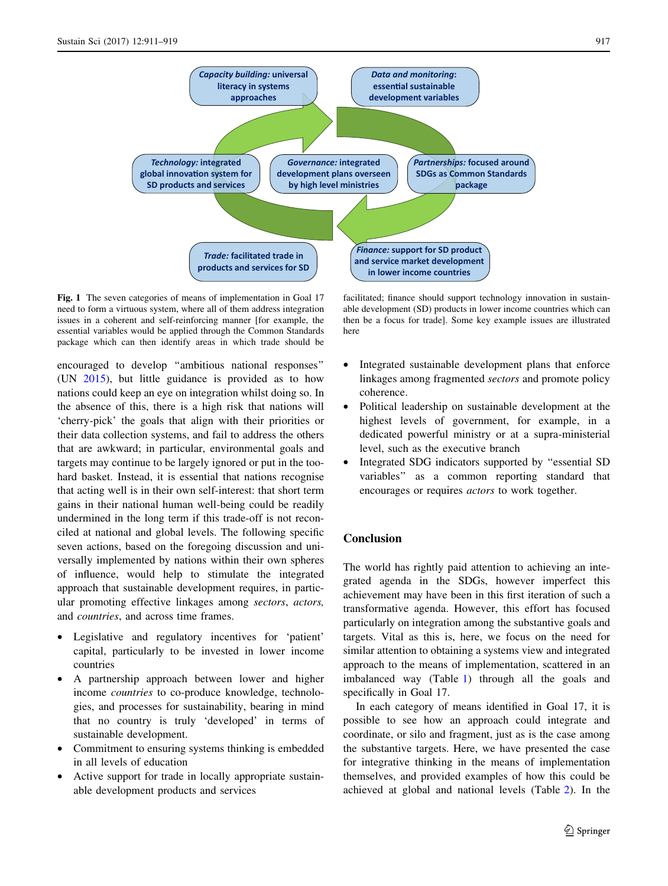Capacity building: universal literacy in systems approaches

Data and monitoring: essential sustainable development variables

Technology: integrated global innovation system for SD products and services

Governance: integrated development plans overseen by high level ministries

Partnerships: focused around SDGs as Common Standards package

Trade: facilitated trade in products and services for SD

Finance: support for SD product and service market development in lower income countries

**Fig. 1** The seven categories of means of implementation in Goal 17 need to form a virtuous system, where all of them address integration issues in a coherent and self-reinforcing manner [for example, the essential variables would be applied through the Common Standards package which can then identify areas in which trade should be facilitated; finance should support technology innovation in sustainable development (SD) products in lower income countries which can then be a focus for trade]. Some key example issues are illustrated here

encouraged to develop "ambitious national responses" (UN 2015), but little guidance is provided as to how nations could keep an eye on integration whilst doing so. In the absence of this, there is a high risk that nations will 'cherry-pick' the goals that align with their priorities or their data collection systems, and fail to address the others that are awkward; in particular, environmental goals and targets may continue to be largely ignored or put in the too-hard basket. Instead, it is essential that nations recognise that acting well is in their own self-interest: that short term gains in their national human well-being could be readily undermined in the long term if this trade-off is not reconciled at national and global levels. The following specific seven actions, based on the foregoing discussion and universally implemented by nations within their own spheres of influence, would help to stimulate the integrated approach that sustainable development requires, in particular promoting effective linkages among *sectors*, *actors,* and *countries*, and across time frames.

- Legislative and regulatory incentives for 'patient' capital, particularly to be invested in lower income countries
- A partnership approach between lower and higher income *countries* to co-produce knowledge, technologies, and processes for sustainability, bearing in mind that no country is truly 'developed' in terms of sustainable development.
- Commitment to ensuring systems thinking is embedded in all levels of education
- Active support for trade in locally appropriate sustainable development products and services
- Integrated sustainable development plans that enforce linkages among fragmented *sectors* and promote policy coherence.
- Political leadership on sustainable development at the highest levels of government, for example, in a dedicated powerful ministry or at a supra-ministerial level, such as the executive branch
- Integrated SDG indicators supported by "essential SD variables" as a common reporting standard that encourages or requires *actors* to work together.

## Conclusion

The world has rightly paid attention to achieving an integrated agenda in the SDGs, however imperfect this achievement may have been in this first iteration of such a transformative agenda. However, this effort has focused particularly on integration among the substantive goals and targets. Vital as this is, here, we focus on the need for similar attention to obtaining a systems view and integrated approach to the means of implementation, scattered in an imbalanced way (Table 1) through all the goals and specifically in Goal 17.

In each category of means identified in Goal 17, it is possible to see how an approach could integrate and coordinate, or silo and fragment, just as is the case among the substantive targets. Here, we have presented the case for integrative thinking in the means of implementation themselves, and provided examples of how this could be achieved at global and national levels (Table 2). In the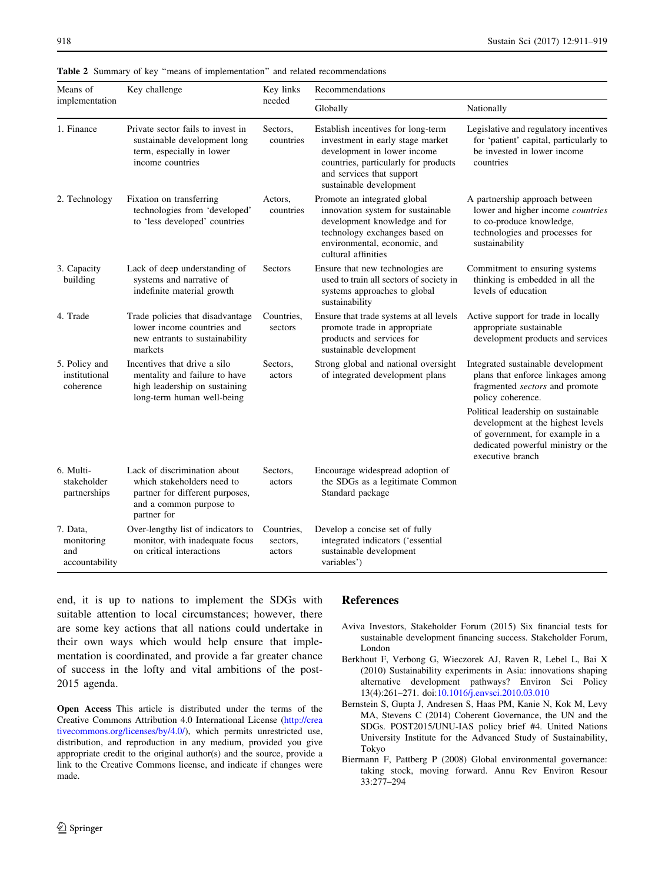**Table 2** Summary of key "means of implementation" and related recommendations

| Means of implementation | Key challenge | Key links needed | Recommendations | |
|---|---|---|---|---|
| | | | Globally | Nationally |
| 1. Finance | Private sector fails to invest in sustainable development long term, especially in lower income countries | Sectors, countries | Establish incentives for long-term investment in early stage market development in lower income countries, particularly for products and services that support sustainable development | Legislative and regulatory incentives for 'patient' capital, particularly to be invested in lower income countries |
| 2. Technology | Fixation on transferring technologies from 'developed' to 'less developed' countries | Actors, countries | Promote an integrated global innovation system for sustainable development knowledge and for technology exchanges based on environmental, economic, and cultural affinities | A partnership approach between lower and higher income *countries* to co-produce knowledge, technologies and processes for sustainability |
| 3. Capacity building | Lack of deep understanding of systems and narrative of indefinite material growth | Sectors | Ensure that new technologies are used to train all sectors of society in systems approaches to global sustainability | Commitment to ensuring systems thinking is embedded in all the levels of education |
| 4. Trade | Trade policies that disadvantage lower income countries and new entrants to sustainability markets | Countries, sectors | Ensure that trade systems at all levels promote trade in appropriate products and services for sustainable development | Active support for trade in locally appropriate sustainable development products and services |
| 5. Policy and institutional coherence | Incentives that drive a silo mentality and failure to have high leadership on sustaining long-term human well-being | Sectors, actors | Strong global and national oversight of integrated development plans | Integrated sustainable development plans that enforce linkages among fragmented *sectors* and promote policy coherence. Political leadership on sustainable development at the highest levels of government, for example in a dedicated powerful ministry or the executive branch |
| 6. Multi-stakeholder partnerships | Lack of discrimination about which stakeholders need to partner for different purposes, and a common purpose to partner for | Sectors, actors | Encourage widespread adoption of the SDGs as a legitimate Common Standard package | |
| 7. Data, monitoring and accountability | Over-lengthy list of indicators to monitor, with inadequate focus on critical interactions | Countries, sectors, actors | Develop a concise set of fully integrated indicators ('essential sustainable development variables') | |

end, it is up to nations to implement the SDGs with suitable attention to local circumstances; however, there are some key actions that all nations could undertake in their own ways which would help ensure that implementation is coordinated, and provide a far greater chance of success in the lofty and vital ambitions of the post-2015 agenda.

**Open Access** This article is distributed under the terms of the Creative Commons Attribution 4.0 International License (http://creativecommons.org/licenses/by/4.0/), which permits unrestricted use, distribution, and reproduction in any medium, provided you give appropriate credit to the original author(s) and the source, provide a link to the Creative Commons license, and indicate if changes were made.

## References

Aviva Investors, Stakeholder Forum (2015) Six financial tests for sustainable development financing success. Stakeholder Forum, London

Berkhout F, Verbong G, Wieczorek AJ, Raven R, Lebel L, Bai X (2010) Sustainability experiments in Asia: innovations shaping alternative development pathways? Environ Sci Policy 13(4):261–271. doi:10.1016/j.envsci.2010.03.010

Bernstein S, Gupta J, Andresen S, Haas PM, Kanie N, Kok M, Levy MA, Stevens C (2014) Coherent Governance, the UN and the SDGs. POST2015/UNU-IAS policy brief #4. United Nations University Institute for the Advanced Study of Sustainability, Tokyo

Biermann F, Pattberg P (2008) Global environmental governance: taking stock, moving forward. Annu Rev Environ Resour 33:277–294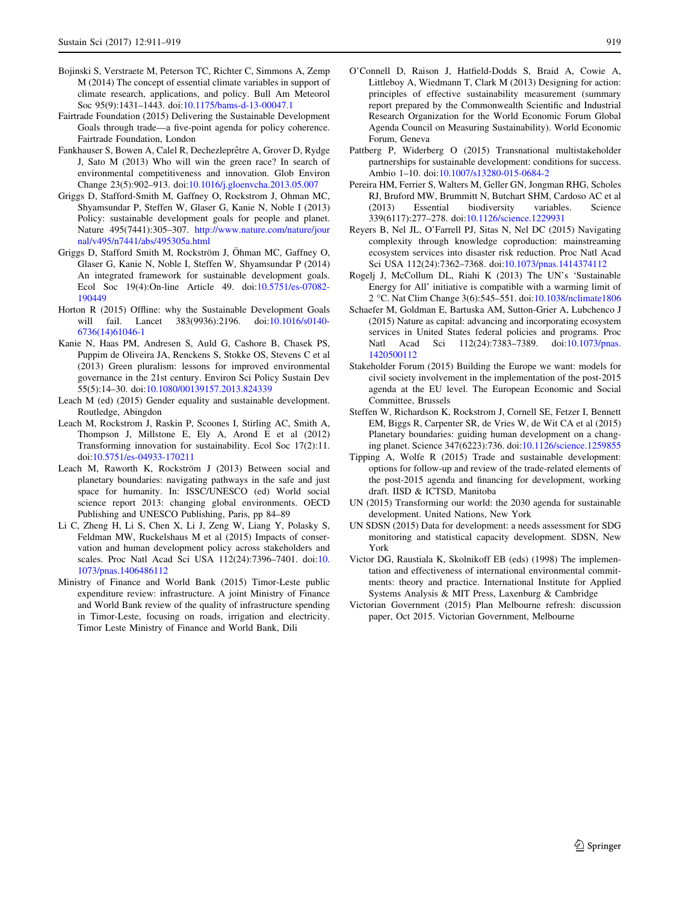Bojinski S, Verstraete M, Peterson TC, Richter C, Simmons A, Zemp M (2014) The concept of essential climate variables in support of climate research, applications, and policy. Bull Am Meteorol Soc 95(9):1431–1443. doi:10.1175/bams-d-13-00047.1

Fairtrade Foundation (2015) Delivering the Sustainable Development Goals through trade—a five-point agenda for policy coherence. Fairtrade Foundation, London

Fankhauser S, Bowen A, Calel R, Dechezleprêtre A, Grover D, Rydge J, Sato M (2013) Who will win the green race? In search of environmental competitiveness and innovation. Glob Environ Change 23(5):902–913. doi:10.1016/j.gloenvcha.2013.05.007

Griggs D, Stafford-Smith M, Gaffney O, Rockstrom J, Ohman MC, Shyamsundar P, Steffen W, Glaser G, Kanie N, Noble I (2013) Policy: sustainable development goals for people and planet. Nature 495(7441):305–307. http://www.nature.com/nature/journal/v495/n7441/abs/495305a.html

Griggs D, Stafford Smith M, Rockström J, Öhman MC, Gaffney O, Glaser G, Kanie N, Noble I, Steffen W, Shyamsundar P (2014) An integrated framework for sustainable development goals. Ecol Soc 19(4):On-line Article 49. doi:10.5751/es-07082-190449

Horton R (2015) Offline: why the Sustainable Development Goals will fail. Lancet 383(9936):2196. doi:10.1016/s0140-6736(14)61046-1

Kanie N, Haas PM, Andresen S, Auld G, Cashore B, Chasek PS, Puppim de Oliveira JA, Renckens S, Stokke OS, Stevens C et al (2013) Green pluralism: lessons for improved environmental governance in the 21st century. Environ Sci Policy Sustain Dev 55(5):14–30. doi:10.1080/00139157.2013.824339

Leach M (ed) (2015) Gender equality and sustainable development. Routledge, Abingdon

Leach M, Rockstrom J, Raskin P, Scoones I, Stirling AC, Smith A, Thompson J, Millstone E, Ely A, Arond E et al (2012) Transforming innovation for sustainability. Ecol Soc 17(2):11. doi:10.5751/es-04933-170211

Leach M, Raworth K, Rockström J (2013) Between social and planetary boundaries: navigating pathways in the safe and just space for humanity. In: ISSC/UNESCO (ed) World social science report 2013: changing global environments. OECD Publishing and UNESCO Publishing, Paris, pp 84–89

Li C, Zheng H, Li S, Chen X, Li J, Zeng W, Liang Y, Polasky S, Feldman MW, Ruckelshaus M et al (2015) Impacts of conservation and human development policy across stakeholders and scales. Proc Natl Acad Sci USA 112(24):7396–7401. doi:10.1073/pnas.1406486112

Ministry of Finance and World Bank (2015) Timor-Leste public expenditure review: infrastructure. A joint Ministry of Finance and World Bank review of the quality of infrastructure spending in Timor-Leste, focusing on roads, irrigation and electricity. Timor Leste Ministry of Finance and World Bank, Dili

O'Connell D, Raison J, Hatfield-Dodds S, Braid A, Cowie A, Littleboy A, Wiedmann T, Clark M (2013) Designing for action: principles of effective sustainability measurement (summary report prepared by the Commonwealth Scientific and Industrial Research Organization for the World Economic Forum Global Agenda Council on Measuring Sustainability). World Economic Forum, Geneva

Pattberg P, Widerberg O (2015) Transnational multistakeholder partnerships for sustainable development: conditions for success. Ambio 1–10. doi:10.1007/s13280-015-0684-2

Pereira HM, Ferrier S, Walters M, Geller GN, Jongman RHG, Scholes RJ, Bruford MW, Brummitt N, Butchart SHM, Cardoso AC et al (2013) Essential biodiversity variables. Science 339(6117):277–278. doi:10.1126/science.1229931

Reyers B, Nel JL, O'Farrell PJ, Sitas N, Nel DC (2015) Navigating complexity through knowledge coproduction: mainstreaming ecosystem services into disaster risk reduction. Proc Natl Acad Sci USA 112(24):7362–7368. doi:10.1073/pnas.1414374112

Rogelj J, McCollum DL, Riahi K (2013) The UN's 'Sustainable Energy for All' initiative is compatible with a warming limit of 2 °C. Nat Clim Change 3(6):545–551. doi:10.1038/nclimate1806

Schaefer M, Goldman E, Bartuska AM, Sutton-Grier A, Lubchenco J (2015) Nature as capital: advancing and incorporating ecosystem services in United States federal policies and programs. Proc Natl Acad Sci 112(24):7383–7389. doi:10.1073/pnas.1420500112

Stakeholder Forum (2015) Building the Europe we want: models for civil society involvement in the implementation of the post-2015 agenda at the EU level. The European Economic and Social Committee, Brussels

Steffen W, Richardson K, Rockstrom J, Cornell SE, Fetzer I, Bennett EM, Biggs R, Carpenter SR, de Vries W, de Wit CA et al (2015) Planetary boundaries: guiding human development on a changing planet. Science 347(6223):736. doi:10.1126/science.1259855

Tipping A, Wolfe R (2015) Trade and sustainable development: options for follow-up and review of the trade-related elements of the post-2015 agenda and financing for development, working draft. IISD & ICTSD, Manitoba

UN (2015) Transforming our world: the 2030 agenda for sustainable development. United Nations, New York

UN SDSN (2015) Data for development: a needs assessment for SDG monitoring and statistical capacity development. SDSN, New York

Victor DG, Raustiala K, Skolnikoff EB (eds) (1998) The implementation and effectiveness of international environmental commitments: theory and practice. International Institute for Applied Systems Analysis & MIT Press, Laxenburg & Cambridge

Victorian Government (2015) Plan Melbourne refresh: discussion paper, Oct 2015. Victorian Government, Melbourne